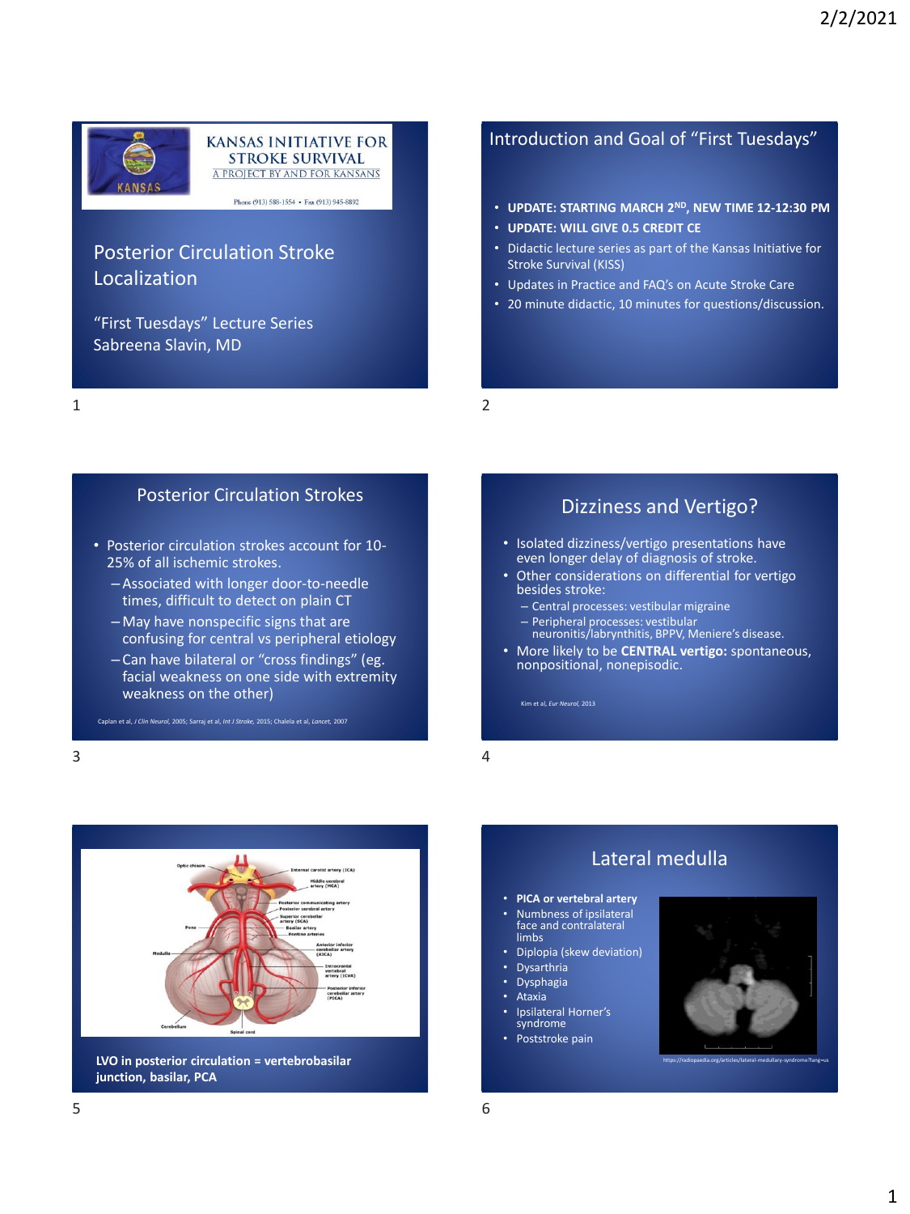## KANSAS INITIATIVE FOR STROKE SURVIVAL

A PROJECT BY AND FOR KANSANS

Phone (913) 588-1554 • Fax (913) 945-8892

# Posterior Circulation Stroke Localization

"First Tuesdays" Lecture Series

Sabreena Slavin, MD

## Introduction and Goal of "First Tuesdays"

- **UPDATE: STARTING MARCH 2ND, NEW TIME 12-12:30 PM**
- **UPDATE: WILL GIVE 0.5 CREDIT CE**
- Didactic lecture series as part of the Kansas Initiative for Stroke Survival (KISS)
- Updates in Practice and FAQ's on Acute Stroke Care
- 20 minute didactic, 10 minutes for questions/discussion.

## Posterior Circulation Strokes

- Posterior circulation strokes account for 10-25% of all ischemic strokes.
  - Associated with longer door-to-needle times, difficult to detect on plain CT
  - May have nonspecific signs that are confusing for central vs peripheral etiology
  - Can have bilateral or "cross findings" (eg. facial weakness on one side with extremity weakness on the other)

Caplan et al, *J Clin Neurol*, 2005; Sarraj et al, *Int J Stroke*, 2015; Chalela et al, *Lancet*, 2007

## Dizziness and Vertigo?

- Isolated dizziness/vertigo presentations have even longer delay of diagnosis of stroke.
- Other considerations on differential for vertigo besides stroke:
  - Central processes: vestibular migraine
  - Peripheral processes: vestibular neuronitis/labrynthitis, BPPV, Meniere's disease.
- More likely to be **CENTRAL vertigo:** spontaneous, nonpositional, nonepisodic.

Kim et al, *Eur Neurol*, 2013

Optic chiasm, Internal carotid artery (ICA), Middle cerebral artery (MCA), Posterior communicating artery, Posterior cerebral artery, Superior cerebellar artery (SCA), Basilar artery, Pontine arteries, Pons, Anterior inferior cerebellar artery (AICA), Medulla, Intracranial vertebral artery (ICVA), Posterior inferior cerebellar artery (PICA), Cerebellum, Spinal cord

**LVO in posterior circulation = vertebrobasilar junction, basilar, PCA**

## Lateral medulla

- **PICA or vertebral artery**
- Numbness of ipsilateral face and contralateral limbs
- Diplopia (skew deviation)
- Dysarthria
- Dysphagia
- Ataxia
- Ipsilateral Horner's syndrome
- Poststroke pain

https://radiopaedia.org/articles/lateral-medullary-syndrome?lang=us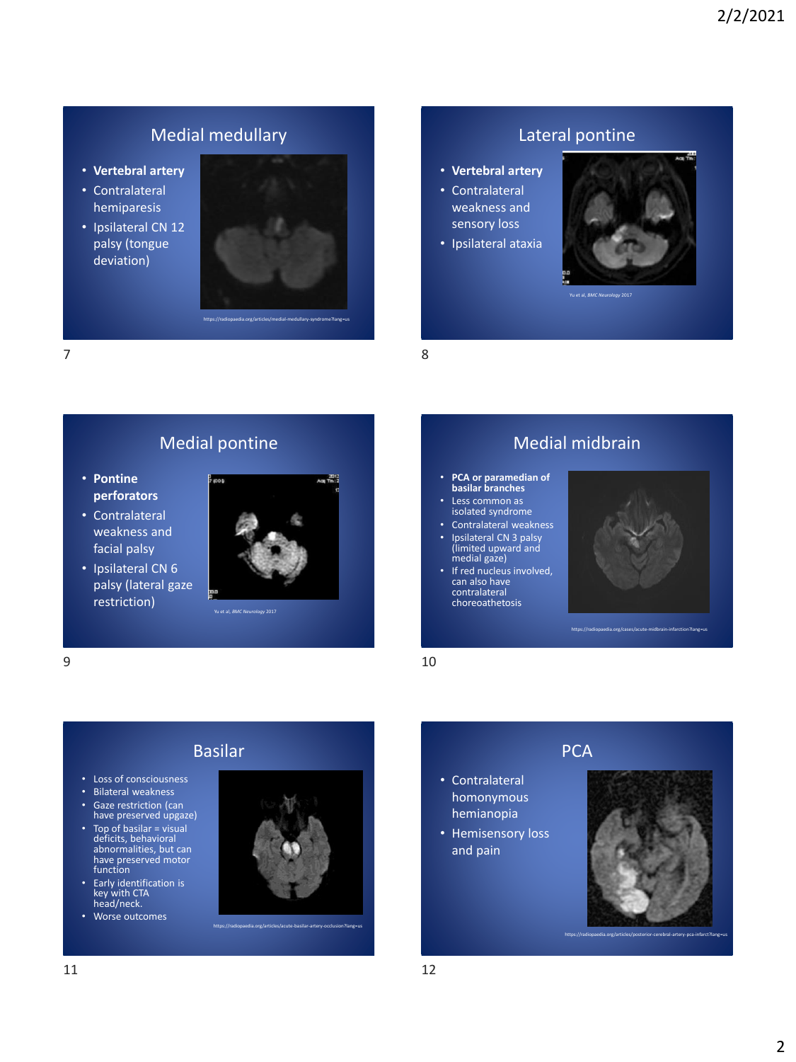## Medial medullary

- **Vertebral artery**
- Contralateral hemiparesis
- Ipsilateral CN 12 palsy (tongue deviation)

https://radiopaedia.org/articles/medial-medullary-syndrome?lang=us

## Lateral pontine

- **Vertebral artery**
- Contralateral weakness and sensory loss
- Ipsilateral ataxia

Yu et al, *BMC Neurology* 2017

## Medial pontine

- **Pontine perforators**
- Contralateral weakness and facial palsy
- Ipsilateral CN 6 palsy (lateral gaze restriction)

Yu et al, *BMC Neurology* 2017

## Medial midbrain

- **PCA or paramedian of basilar branches**
- Less common as isolated syndrome
- Contralateral weakness
- Ipsilateral CN 3 palsy (limited upward and medial gaze)
- If red nucleus involved, can also have contralateral choreoathetosis

https://radiopaedia.org/cases/acute-midbrain-infarction?lang=us

## Basilar

- Loss of consciousness
- Bilateral weakness
- Gaze restriction (can have preserved upgaze)
- Top of basilar = visual deficits, behavioral abnormalities, but can have preserved motor function
- Early identification is key with CTA head/neck.
- Worse outcomes

https://radiopaedia.org/articles/acute-basilar-artery-occlusion?lang=us

## PCA

- Contralateral homonymous hemianopia
- Hemisensory loss and pain

https://radiopaedia.org/articles/posterior-cerebral-artery-pca-infarct?lang=us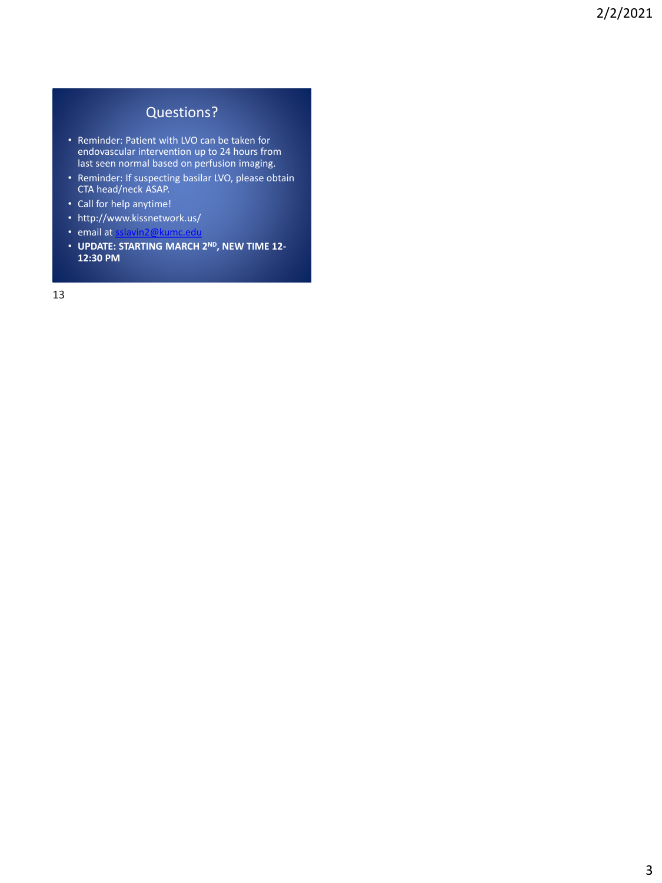## Questions?

- Reminder: Patient with LVO can be taken for endovascular intervention up to 24 hours from last seen normal based on perfusion imaging.
- Reminder: If suspecting basilar LVO, please obtain CTA head/neck ASAP.
- Call for help anytime!
- http://www.kissnetwork.us/
- email at sslavin2@kumc.edu
- **UPDATE: STARTING MARCH 2ND, NEW TIME 12-12:30 PM**